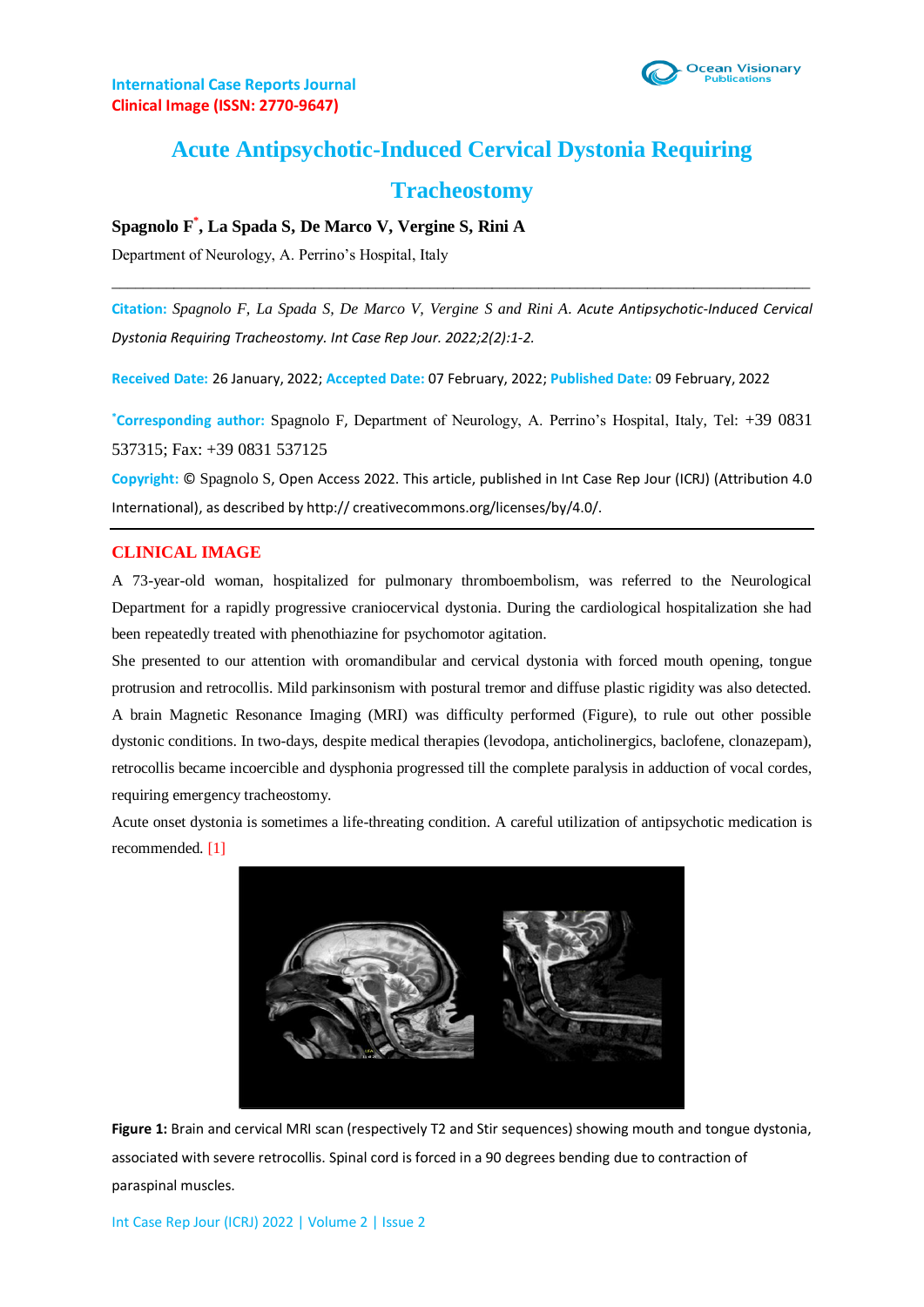International Case Reports Journal
Clinical Image (ISSN: 2770-9647)

# Acute Antipsychotic-Induced Cervical Dystonia Requiring Tracheostomy

**Spagnolo F*, La Spada S, De Marco V, Vergine S, Rini A**

Department of Neurology, A. Perrino's Hospital, Italy

**Citation:** *Spagnolo F, La Spada S, De Marco V, Vergine S and Rini A. Acute Antipsychotic-Induced Cervical Dystonia Requiring Tracheostomy. Int Case Rep Jour. 2022;2(2):1-2.*

**Received Date:** 26 January, 2022; **Accepted Date:** 07 February, 2022; **Published Date:** 09 February, 2022

***Corresponding author:** Spagnolo F, Department of Neurology, A. Perrino's Hospital, Italy, Tel: +39 0831 537315; Fax: +39 0831 537125

**Copyright:** © Spagnolo S, Open Access 2022. This article, published in Int Case Rep Jour (ICRJ) (Attribution 4.0 International), as described by http:// creativecommons.org/licenses/by/4.0/.

## CLINICAL IMAGE

A 73-year-old woman, hospitalized for pulmonary thromboembolism, was referred to the Neurological Department for a rapidly progressive craniocervical dystonia. During the cardiological hospitalization she had been repeatedly treated with phenothiazine for psychomotor agitation.

She presented to our attention with oromandibular and cervical dystonia with forced mouth opening, tongue protrusion and retrocollis. Mild parkinsonism with postural tremor and diffuse plastic rigidity was also detected. A brain Magnetic Resonance Imaging (MRI) was difficulty performed (Figure), to rule out other possible dystonic conditions. In two-days, despite medical therapies (levodopa, anticholinergics, baclofene, clonazepam), retrocollis became incoercible and dysphonia progressed till the complete paralysis in adduction of vocal cordes, requiring emergency tracheostomy.

Acute onset dystonia is sometimes a life-threating condition. A careful utilization of antipsychotic medication is recommended. [1]

**Figure 1:** Brain and cervical MRI scan (respectively T2 and Stir sequences) showing mouth and tongue dystonia, associated with severe retrocollis. Spinal cord is forced in a 90 degrees bending due to contraction of paraspinal muscles.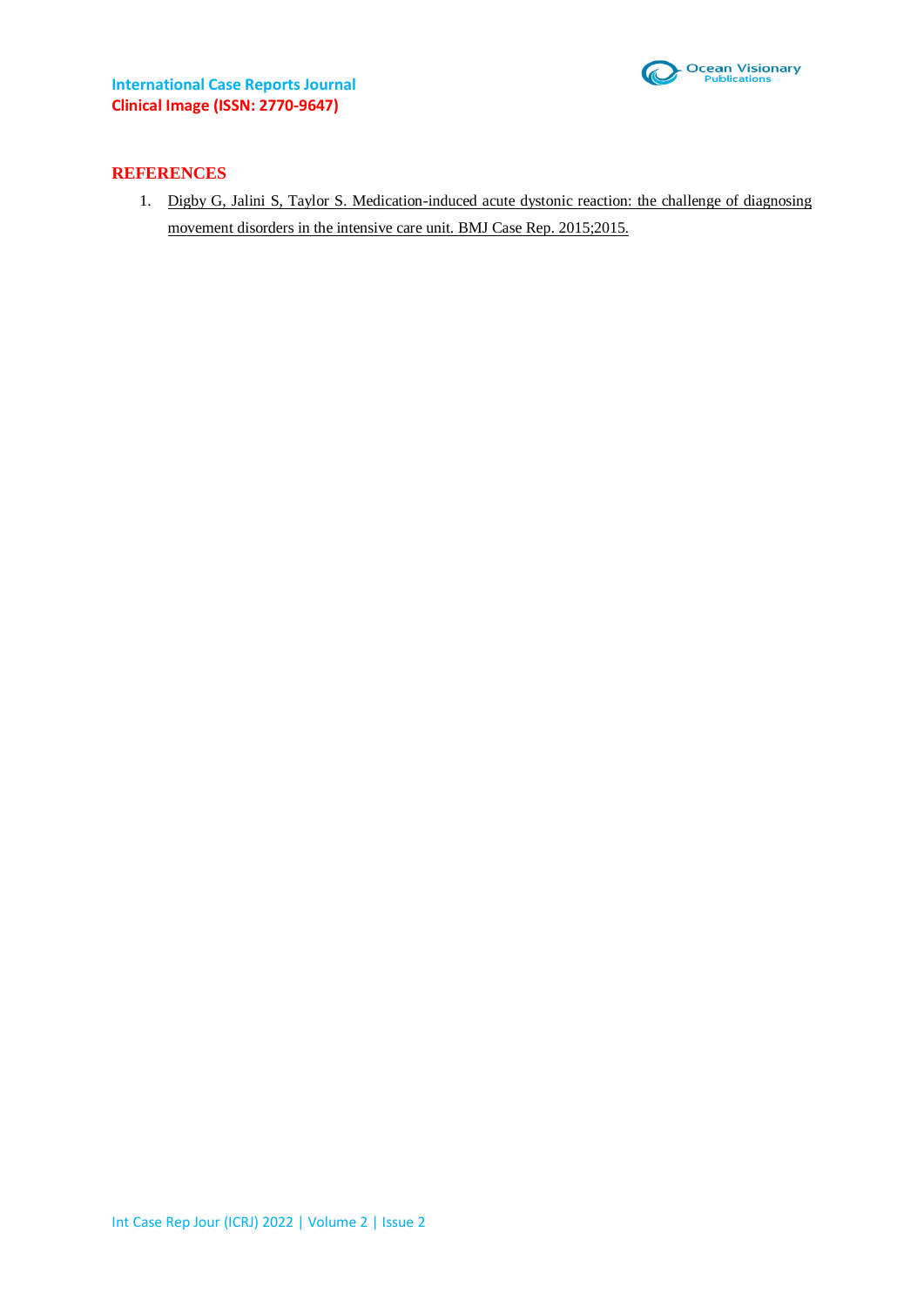## REFERENCES

1. Digby G, Jalini S, Taylor S. Medication-induced acute dystonic reaction: the challenge of diagnosing movement disorders in the intensive care unit. BMJ Case Rep. 2015;2015.